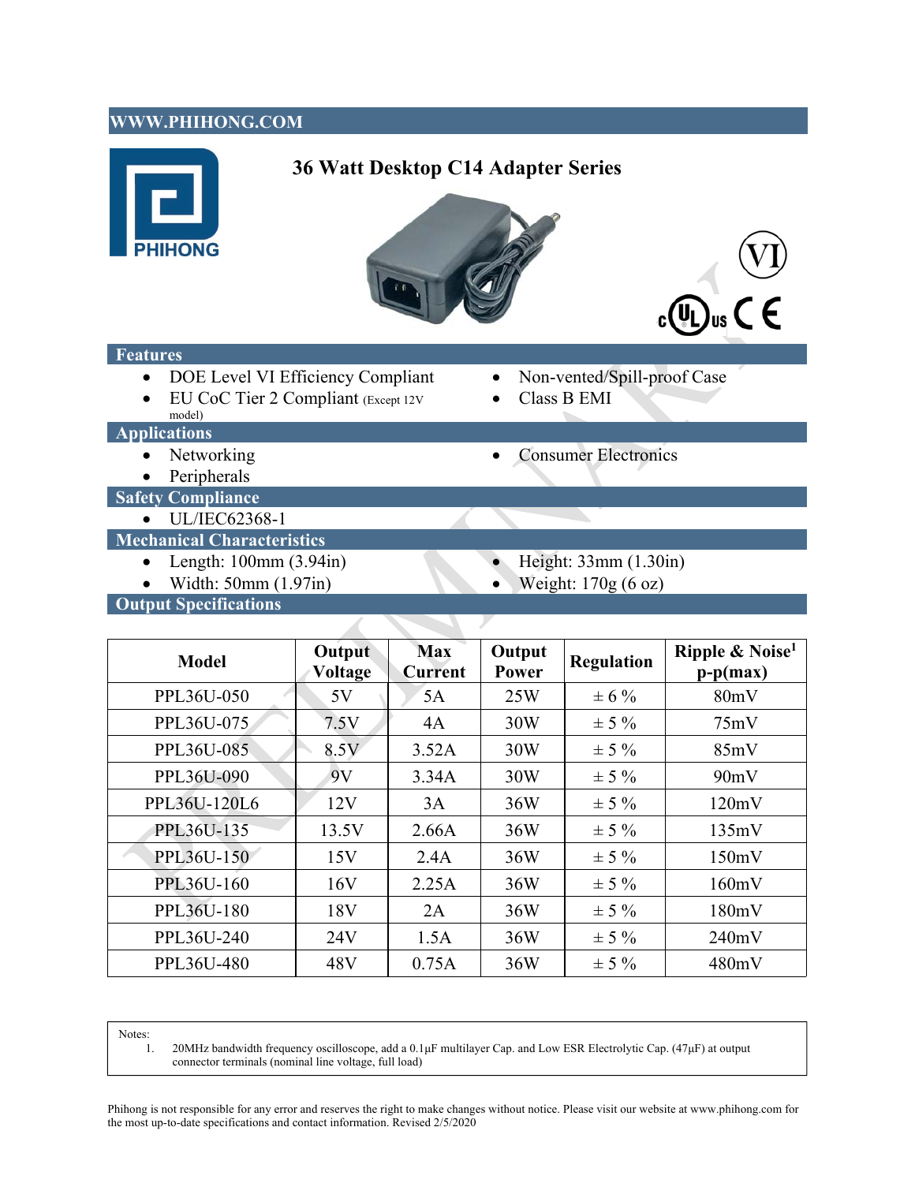WWW.PHIHONG.COM

# 36 Watt Desktop C14 Adapter Series

## Features

- DOE Level VI Efficiency Compliant
- EU CoC Tier 2 Compliant (Except 12V model)
- Non-vented/Spill-proof Case
- Class B EMI

## Applications

- Networking
- Peripherals
- Consumer Electronics

## Safety Compliance

- UL/IEC62368-1

## Mechanical Characteristics

- Length: 100mm (3.94in)
- Width: 50mm (1.97in)
- Height: 33mm (1.30in)
- Weight: 170g (6 oz)

## Output Specifications

| Model | Output Voltage | Max Current | Output Power | Regulation | Ripple & Noise[1] p-p(max) |
|---|---|---|---|---|---|
| PPL36U-050 | 5V | 5A | 25W | ± 6 % | 80mV |
| PPL36U-075 | 7.5V | 4A | 30W | ± 5 % | 75mV |
| PPL36U-085 | 8.5V | 3.52A | 30W | ± 5 % | 85mV |
| PPL36U-090 | 9V | 3.34A | 30W | ± 5 % | 90mV |
| PPL36U-120L6 | 12V | 3A | 36W | ± 5 % | 120mV |
| PPL36U-135 | 13.5V | 2.66A | 36W | ± 5 % | 135mV |
| PPL36U-150 | 15V | 2.4A | 36W | ± 5 % | 150mV |
| PPL36U-160 | 16V | 2.25A | 36W | ± 5 % | 160mV |
| PPL36U-180 | 18V | 2A | 36W | ± 5 % | 180mV |
| PPL36U-240 | 24V | 1.5A | 36W | ± 5 % | 240mV |
| PPL36U-480 | 48V | 0.75A | 36W | ± 5 % | 480mV |

Notes:

1. 20MHz bandwidth frequency oscilloscope, add a 0.1μF multilayer Cap. and Low ESR Electrolytic Cap. (47μF) at output connector terminals (nominal line voltage, full load)

Phihong is not responsible for any error and reserves the right to make changes without notice. Please visit our website at www.phihong.com for the most up-to-date specifications and contact information. Revised 2/5/2020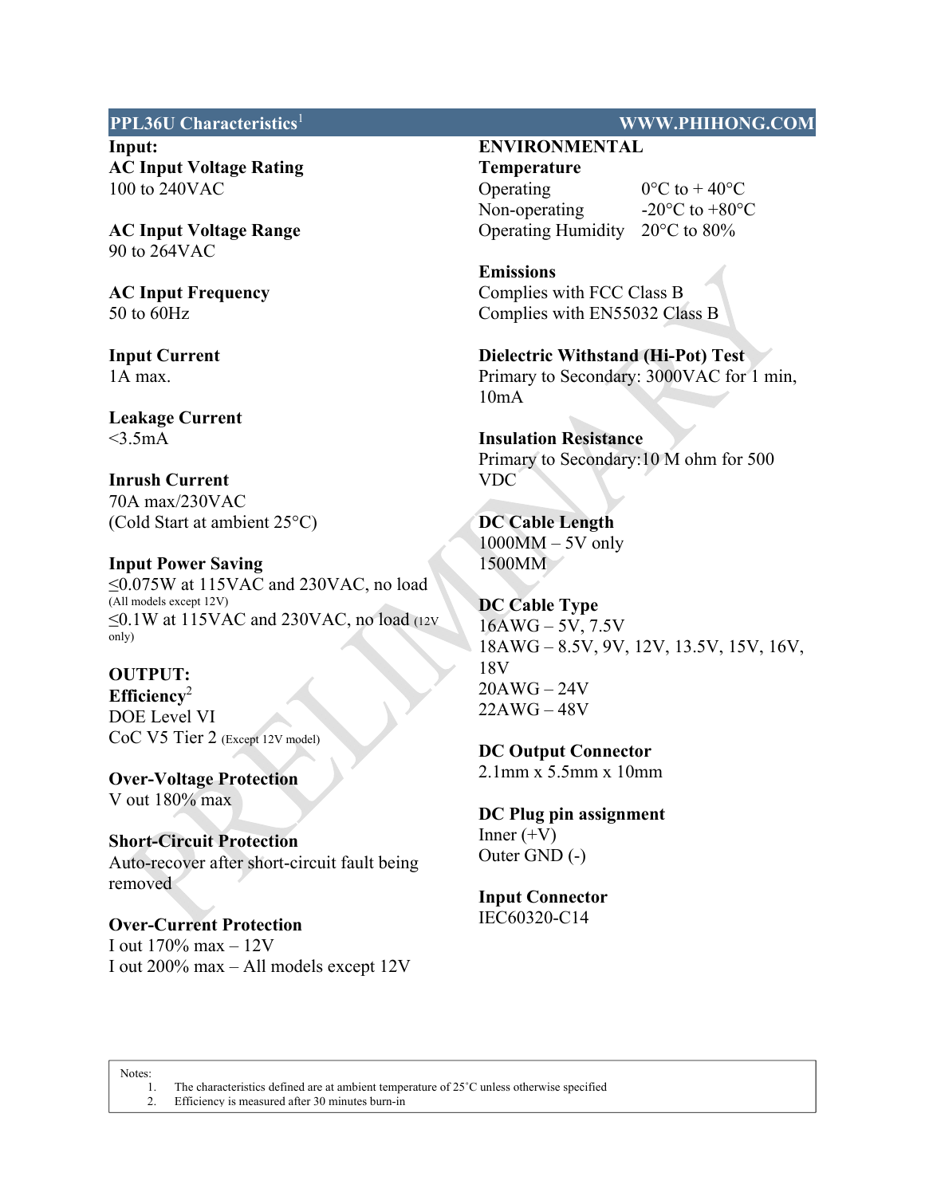## PPL36U Characteristics[1] — WWW.PHIHONG.COM

**Input:**

**AC Input Voltage Rating**
100 to 240VAC

**AC Input Voltage Range**
90 to 264VAC

**AC Input Frequency**
50 to 60Hz

**Input Current**
1A max.

**Leakage Current**
<3.5mA

**Inrush Current**
70A max/230VAC
(Cold Start at ambient 25°C)

**Input Power Saving**
≤0.075W at 115VAC and 230VAC, no load (All models except 12V)
≤0.1W at 115VAC and 230VAC, no load (12V only)

**OUTPUT:**

**Efficiency**[2]
DOE Level VI
CoC V5 Tier 2 (Except 12V model)

**Over-Voltage Protection**
V out 180% max

**Short-Circuit Protection**
Auto-recover after short-circuit fault being removed

**Over-Current Protection**
I out 170% max – 12V
I out 200% max – All models except 12V

**ENVIRONMENTAL**

**Temperature**

| | |
|---|---|
| Operating | 0°C to + 40°C |
| Non-operating | -20°C to +80°C |
| Operating Humidity | 20°C to 80% |

**Emissions**
Complies with FCC Class B
Complies with EN55032 Class B

**Dielectric Withstand (Hi-Pot) Test**
Primary to Secondary: 3000VAC for 1 min, 10mA

**Insulation Resistance**
Primary to Secondary:10 M ohm for 500 VDC

**DC Cable Length**
1000MM – 5V only
1500MM

**DC Cable Type**
16AWG – 5V, 7.5V
18AWG – 8.5V, 9V, 12V, 13.5V, 15V, 16V, 18V
20AWG – 24V
22AWG – 48V

**DC Output Connector**
2.1mm x 5.5mm x 10mm

**DC Plug pin assignment**
Inner (+V)
Outer GND (-)

**Input Connector**
IEC60320-C14

Notes:
1. The characteristics defined are at ambient temperature of 25˚C unless otherwise specified
2. Efficiency is measured after 30 minutes burn-in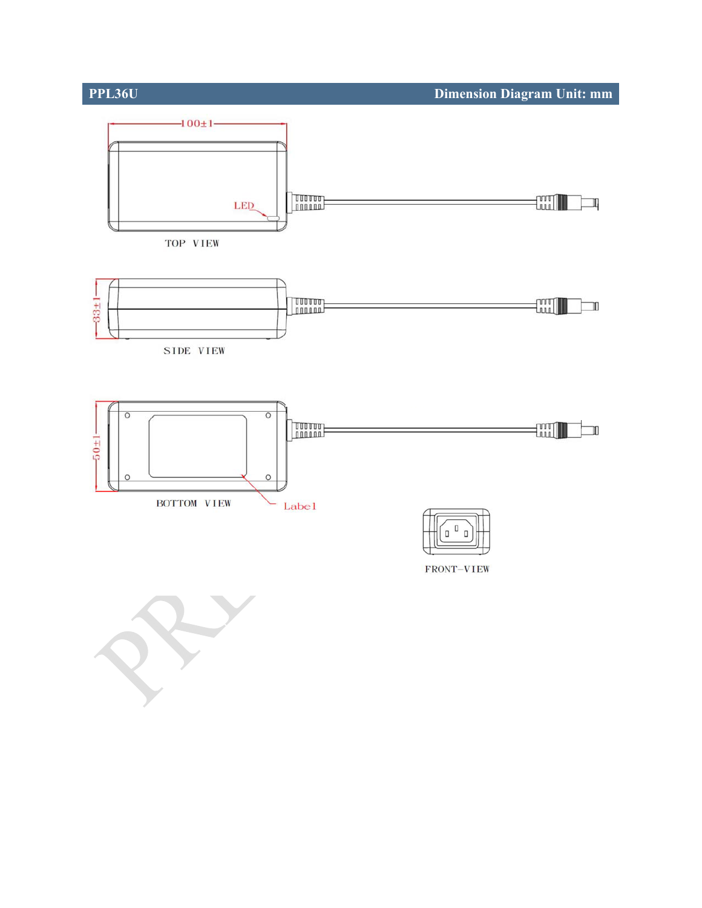## PPL36U Dimension Diagram Unit: mm

100±1

LED

TOP VIEW

33±1

SIDE VIEW

50±1

BOTTOM VIEW

Label

FRONT-VIEW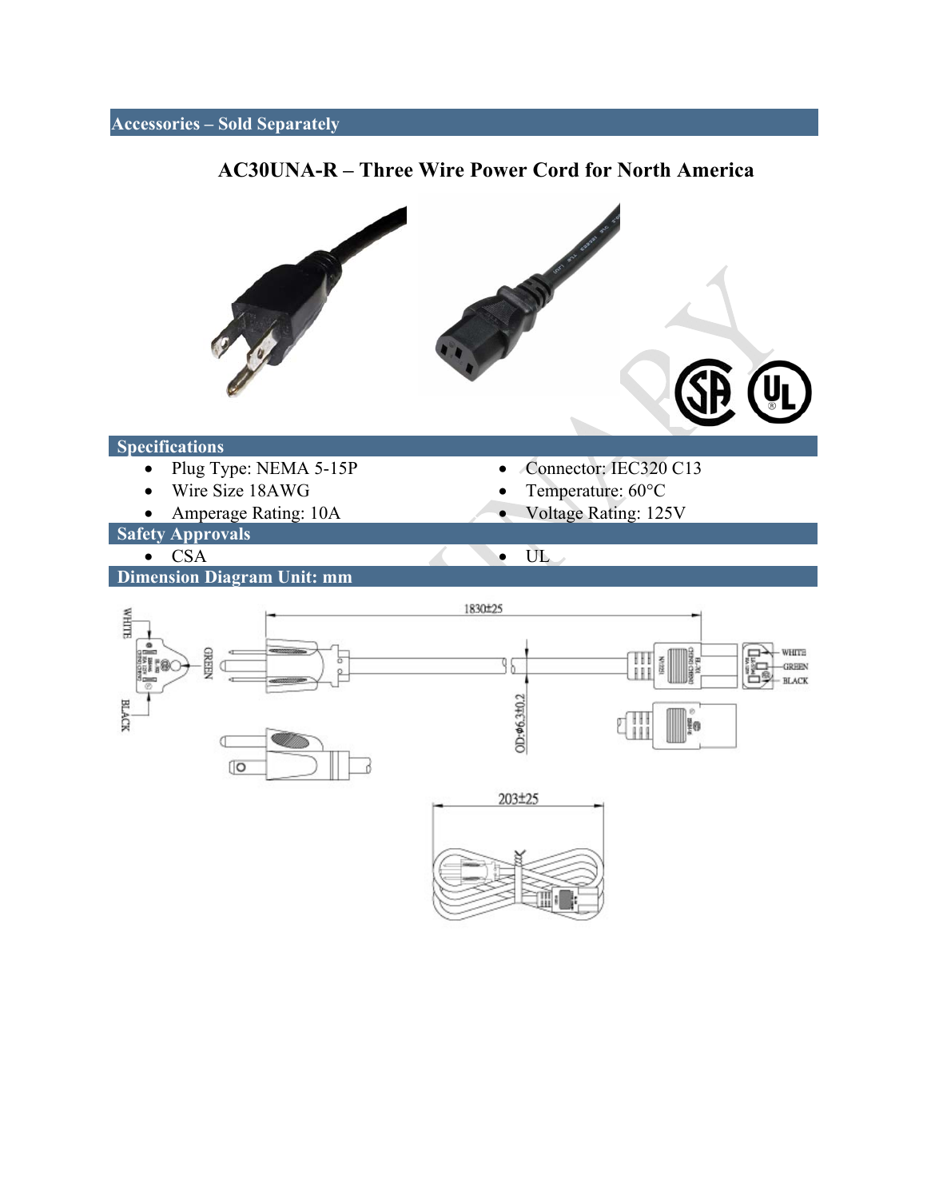## Accessories – Sold Separately

### AC30UNA-R – Three Wire Power Cord for North America

## Specifications

- Plug Type: NEMA 5-15P
- Wire Size 18AWG
- Amperage Rating: 10A
- Connector: IEC320 C13
- Temperature: 60°C
- Voltage Rating: 125V

## Safety Approvals

- CSA
- UL

## Dimension Diagram Unit: mm

1830±25

OD-φ6.3±0.2

WHITE
GREEN
BLACK

203±25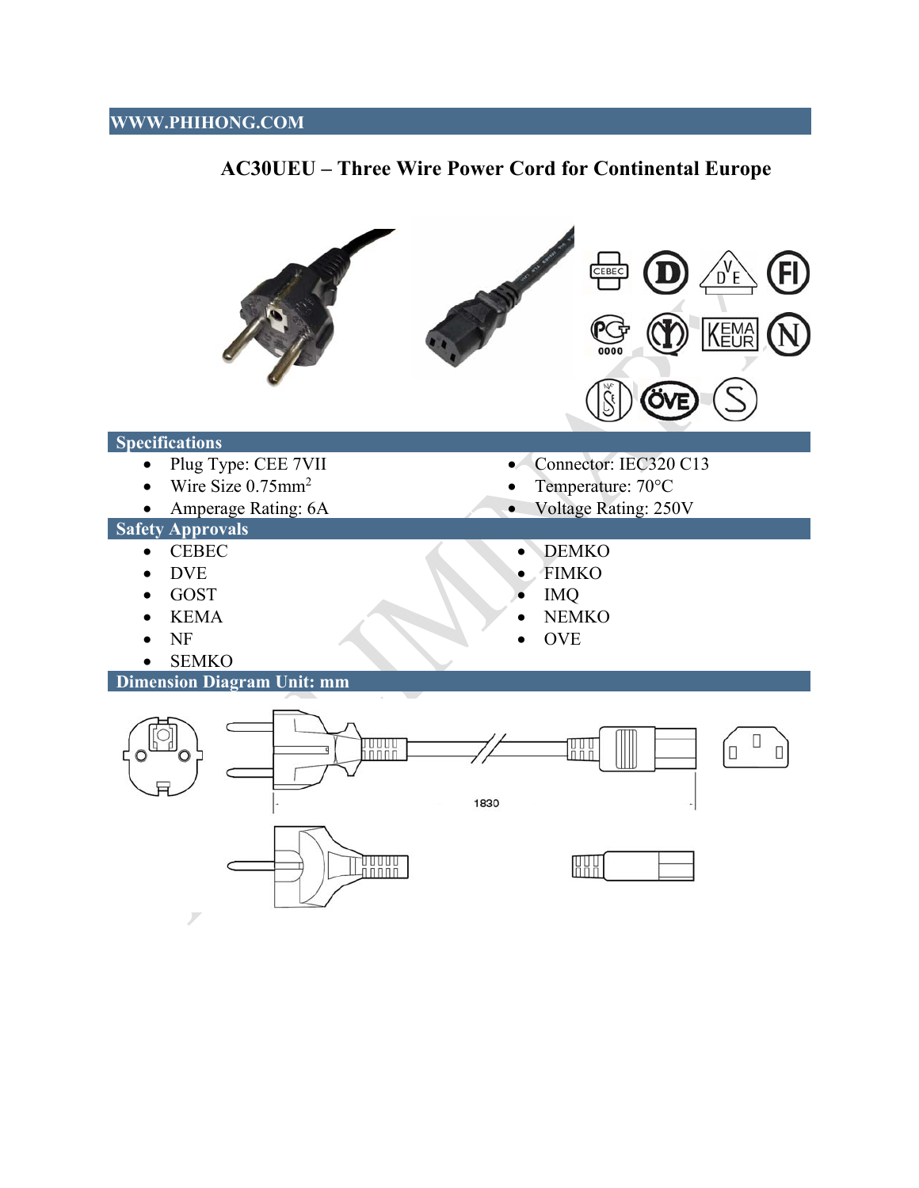## AC30UEU – Three Wire Power Cord for Continental Europe

### Specifications

- Plug Type: CEE 7VII
- Wire Size 0.75mm$^2$
- Amperage Rating: 6A
- Connector: IEC320 C13
- Temperature: 70°C
- Voltage Rating: 250V

### Safety Approvals

- CEBEC
- DVE
- GOST
- KEMA
- NF
- SEMKO
- DEMKO
- FIMKO
- IMQ
- NEMKO
- OVE

### Dimension Diagram Unit: mm

1830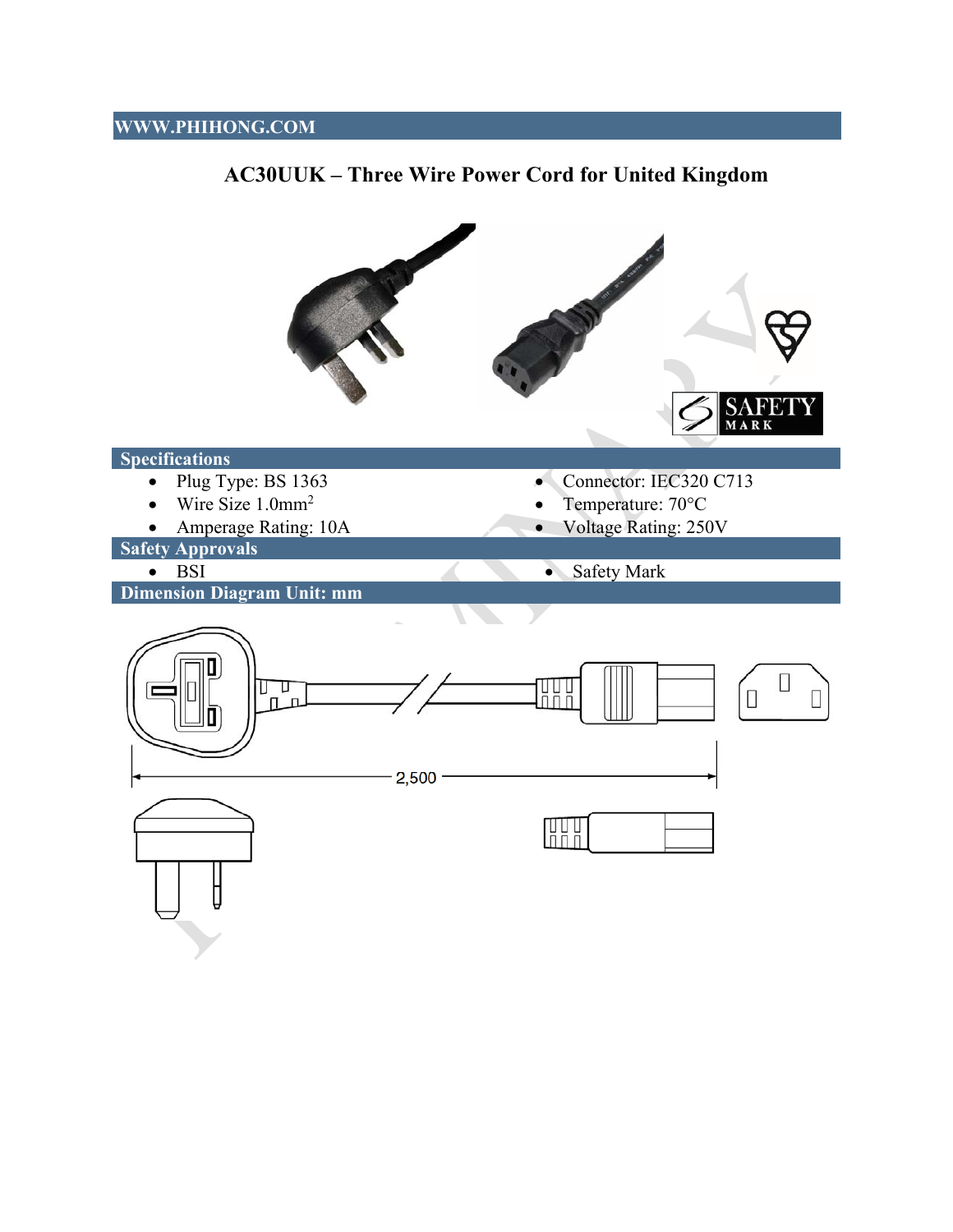WWW.PHIHONG.COM

# AC30UUK – Three Wire Power Cord for United Kingdom

## Specifications

- Plug Type: BS 1363
- Wire Size 1.0mm$^2$
- Amperage Rating: 10A
- Connector: IEC320 C713
- Temperature: 70°C
- Voltage Rating: 250V

## Safety Approvals

- BSI
- Safety Mark

## Dimension Diagram Unit: mm

2,500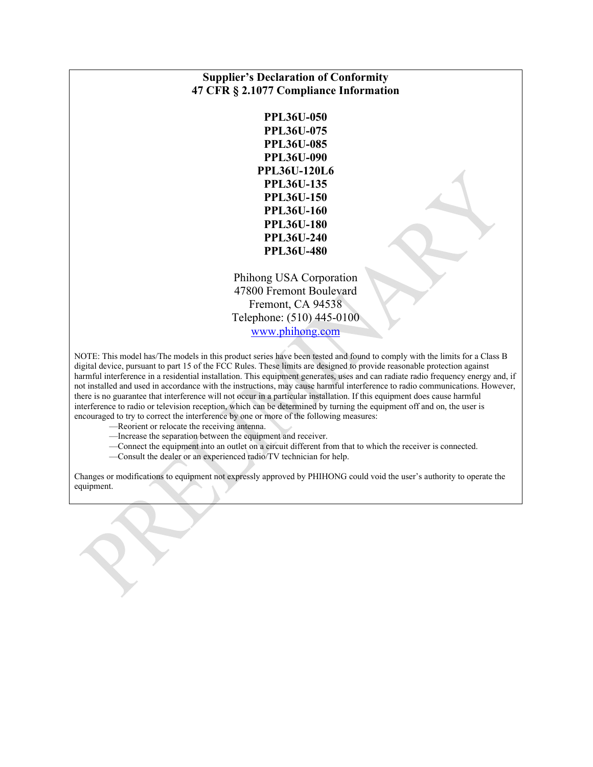**Supplier’s Declaration of Conformity**
**47 CFR § 2.1077 Compliance Information**

**PPL36U-050**
**PPL36U-075**
**PPL36U-085**
**PPL36U-090**
**PPL36U-120L6**
**PPL36U-135**
**PPL36U-150**
**PPL36U-160**
**PPL36U-180**
**PPL36U-240**
**PPL36U-480**

Phihong USA Corporation
47800 Fremont Boulevard
Fremont, CA 94538
Telephone: (510) 445-0100
www.phihong.com

NOTE: This model has/The models in this product series have been tested and found to comply with the limits for a Class B digital device, pursuant to part 15 of the FCC Rules. These limits are designed to provide reasonable protection against harmful interference in a residential installation. This equipment generates, uses and can radiate radio frequency energy and, if not installed and used in accordance with the instructions, may cause harmful interference to radio communications. However, there is no guarantee that interference will not occur in a particular installation. If this equipment does cause harmful interference to radio or television reception, which can be determined by turning the equipment off and on, the user is encouraged to try to correct the interference by one or more of the following measures:

—Reorient or relocate the receiving antenna.
—Increase the separation between the equipment and receiver.
—Connect the equipment into an outlet on a circuit different from that to which the receiver is connected.
—Consult the dealer or an experienced radio/TV technician for help.

Changes or modifications to equipment not expressly approved by PHIHONG could void the user’s authority to operate the equipment.